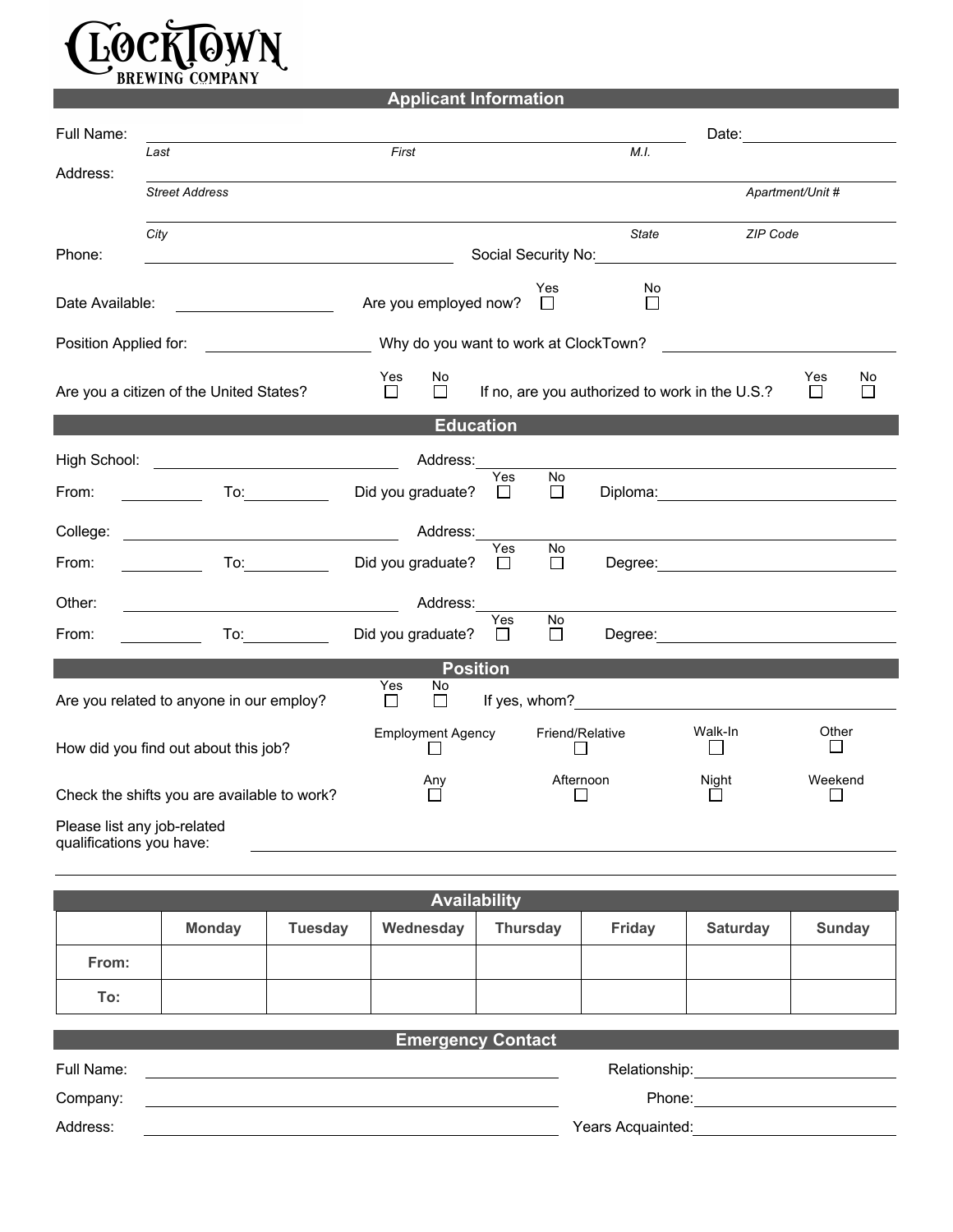# CLOCKTOWN BREWING COMPANY

## Applicant Information

Full Name: ______________________________ Date: ______________
*Last* *First* *M.I.*

Address: ______________________________
*Street Address* *Apartment/Unit #*

______________________________
*City* *State* *ZIP Code*

Phone: ______________ Social Security No: ______________

Date Available: ______________ Are you employed now? Yes ☐ No ☐

Position Applied for: ______________ Why do you want to work at ClockTown? ______________

Are you a citizen of the United States? Yes ☐ No ☐ If no, are you authorized to work in the U.S.? Yes ☐ No ☐

## Education

High School: ______________ Address: ______________

From: ________ To: ________ Did you graduate? Yes ☐ No ☐ Diploma: ______________

College: ______________ Address: ______________

From: ________ To: ________ Did you graduate? Yes ☐ No ☐ Degree: ______________

Other: ______________ Address: ______________

From: ________ To: ________ Did you graduate? Yes ☐ No ☐ Degree: ______________

## Position

Are you related to anyone in our employ? Yes ☐ No ☐ If yes, whom? ______________

How did you find out about this job? Employment Agency ☐ Friend/Relative ☐ Walk-In ☐ Other ☐

Check the shifts you are available to work? Any ☐ Afternoon ☐ Night ☐ Weekend ☐

Please list any job-related qualifications you have: ______________________________

______________________________

## Availability

| | Monday | Tuesday | Wednesday | Thursday | Friday | Saturday | Sunday |
|---|---|---|---|---|---|---|---|
| **From:** | | | | | | | |
| **To:** | | | | | | | |

## Emergency Contact

Full Name: ______________________________ Relationship: ______________

Company: ______________________________ Phone: ______________

Address: ______________________________ Years Acquainted: ______________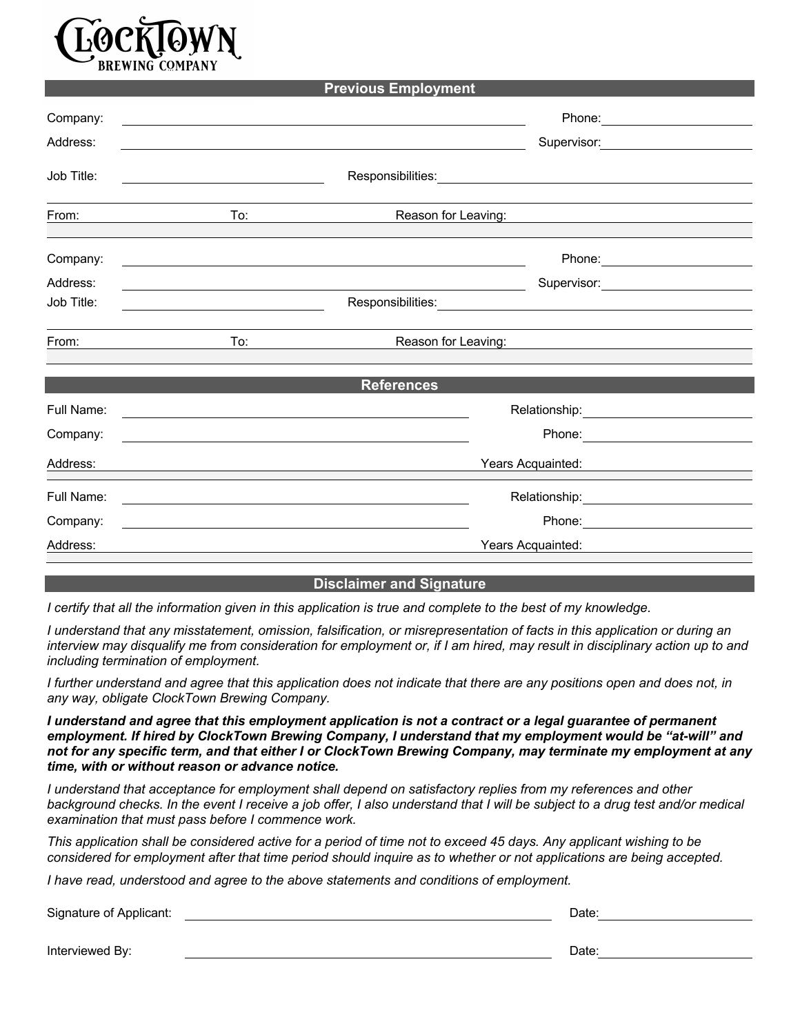CLOCKTOWN BREWING COMPANY

## Previous Employment

Company: ______________________________ Phone: ______________

Address: ______________________________ Supervisor: ______________

Job Title: ______________ Responsibilities: ______________________________

From: ______________ To: ______________ Reason for Leaving: ______________________________

Company: ______________________________ Phone: ______________

Address: ______________________________ Supervisor: ______________

Job Title: ______________ Responsibilities: ______________________________

From: ______________ To: ______________ Reason for Leaving: ______________________________

## References

Full Name: ______________________________ Relationship: ______________

Company: ______________________________ Phone: ______________

Address: ______________________________ Years Acquainted: ______________

Full Name: ______________________________ Relationship: ______________

Company: ______________________________ Phone: ______________

Address: ______________________________ Years Acquainted: ______________

## Disclaimer and Signature

*I certify that all the information given in this application is true and complete to the best of my knowledge.*

*I understand that any misstatement, omission, falsification, or misrepresentation of facts in this application or during an interview may disqualify me from consideration for employment or, if I am hired, may result in disciplinary action up to and including termination of employment.*

*I further understand and agree that this application does not indicate that there are any positions open and does not, in any way, obligate ClockTown Brewing Company.*

***I understand and agree that this employment application is not a contract or a legal guarantee of permanent employment. If hired by ClockTown Brewing Company, I understand that my employment would be "at-will" and not for any specific term, and that either I or ClockTown Brewing Company, may terminate my employment at any time, with or without reason or advance notice.***

*I understand that acceptance for employment shall depend on satisfactory replies from my references and other background checks. In the event I receive a job offer, I also understand that I will be subject to a drug test and/or medical examination that must pass before I commence work.*

*This application shall be considered active for a period of time not to exceed 45 days. Any applicant wishing to be considered for employment after that time period should inquire as to whether or not applications are being accepted.*

*I have read, understood and agree to the above statements and conditions of employment.*

Signature of Applicant: ______________________________ Date: ______________

Interviewed By: ______________________________ Date: ______________